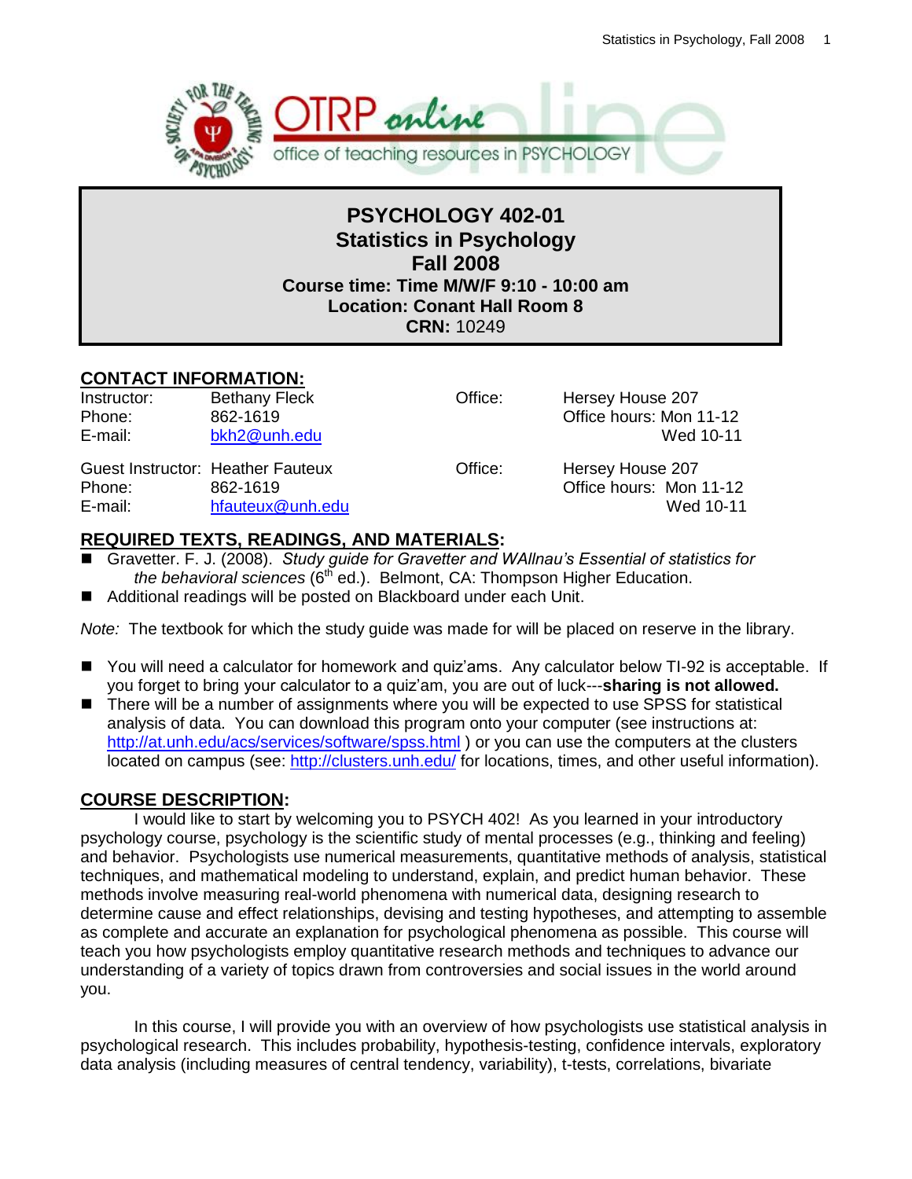OTRP online
office of teaching resources in PSYCHOLOGY

# PSYCHOLOGY 402-01
# Statistics in Psychology
# Fall 2008

**Course time: Time M/W/F 9:10 - 10:00 am**
**Location: Conant Hall Room 8**
**CRN:** 10249

## CONTACT INFORMATION:

| | | | |
|---|---|---|---|
| Instructor: | Bethany Fleck | Office: | Hersey House 207 |
| Phone: | 862-1619 | | Office hours: Mon 11-12 |
| E-mail: | bkh2@unh.edu | | Wed 10-11 |
| Guest Instructor: | Heather Fauteux | Office: | Hersey House 207 |
| Phone: | 862-1619 | | Office hours: Mon 11-12 |
| E-mail: | hfauteux@unh.edu | | Wed 10-11 |

## REQUIRED TEXTS, READINGS, AND MATERIALS:

- Gravetter. F. J. (2008). *Study guide for Gravetter and WAllnau's Essential of statistics for the behavioral sciences* (6th ed.). Belmont, CA: Thompson Higher Education.
- Additional readings will be posted on Blackboard under each Unit.

*Note:* The textbook for which the study guide was made for will be placed on reserve in the library.

- You will need a calculator for homework and quiz'ams. Any calculator below TI-92 is acceptable. If you forget to bring your calculator to a quiz'am, you are out of luck---**sharing is not allowed.**
- There will be a number of assignments where you will be expected to use SPSS for statistical analysis of data. You can download this program onto your computer (see instructions at: http://at.unh.edu/acs/services/software/spss.html ) or you can use the computers at the clusters located on campus (see: http://clusters.unh.edu/ for locations, times, and other useful information).

## COURSE DESCRIPTION:

I would like to start by welcoming you to PSYCH 402! As you learned in your introductory psychology course, psychology is the scientific study of mental processes (e.g., thinking and feeling) and behavior. Psychologists use numerical measurements, quantitative methods of analysis, statistical techniques, and mathematical modeling to understand, explain, and predict human behavior. These methods involve measuring real-world phenomena with numerical data, designing research to determine cause and effect relationships, devising and testing hypotheses, and attempting to assemble as complete and accurate an explanation for psychological phenomena as possible. This course will teach you how psychologists employ quantitative research methods and techniques to advance our understanding of a variety of topics drawn from controversies and social issues in the world around you.

In this course, I will provide you with an overview of how psychologists use statistical analysis in psychological research. This includes probability, hypothesis-testing, confidence intervals, exploratory data analysis (including measures of central tendency, variability), t-tests, correlations, bivariate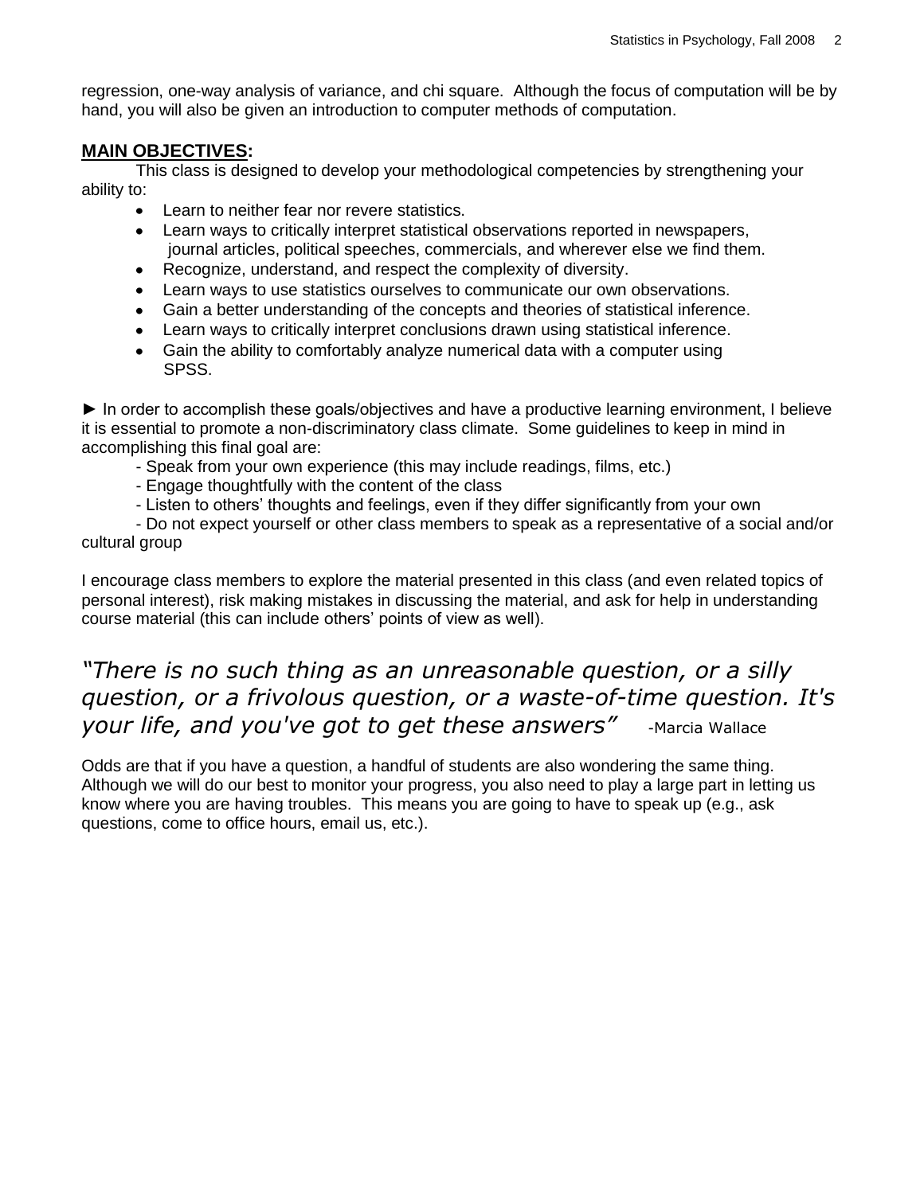regression, one-way analysis of variance, and chi square. Although the focus of computation will be by hand, you will also be given an introduction to computer methods of computation.

## MAIN OBJECTIVES:

This class is designed to develop your methodological competencies by strengthening your ability to:

- Learn to neither fear nor revere statistics.
- Learn ways to critically interpret statistical observations reported in newspapers, journal articles, political speeches, commercials, and wherever else we find them.
- Recognize, understand, and respect the complexity of diversity.
- Learn ways to use statistics ourselves to communicate our own observations.
- Gain a better understanding of the concepts and theories of statistical inference.
- Learn ways to critically interpret conclusions drawn using statistical inference.
- Gain the ability to comfortably analyze numerical data with a computer using SPSS.

► In order to accomplish these goals/objectives and have a productive learning environment, I believe it is essential to promote a non-discriminatory class climate. Some guidelines to keep in mind in accomplishing this final goal are:

- Speak from your own experience (this may include readings, films, etc.)
- Engage thoughtfully with the content of the class
- Listen to others' thoughts and feelings, even if they differ significantly from your own
- Do not expect yourself or other class members to speak as a representative of a social and/or cultural group

I encourage class members to explore the material presented in this class (and even related topics of personal interest), risk making mistakes in discussing the material, and ask for help in understanding course material (this can include others' points of view as well).

*"There is no such thing as an unreasonable question, or a silly question, or a frivolous question, or a waste-of-time question. It's your life, and you've got to get these answers"* -Marcia Wallace

Odds are that if you have a question, a handful of students are also wondering the same thing. Although we will do our best to monitor your progress, you also need to play a large part in letting us know where you are having troubles. This means you are going to have to speak up (e.g., ask questions, come to office hours, email us, etc.).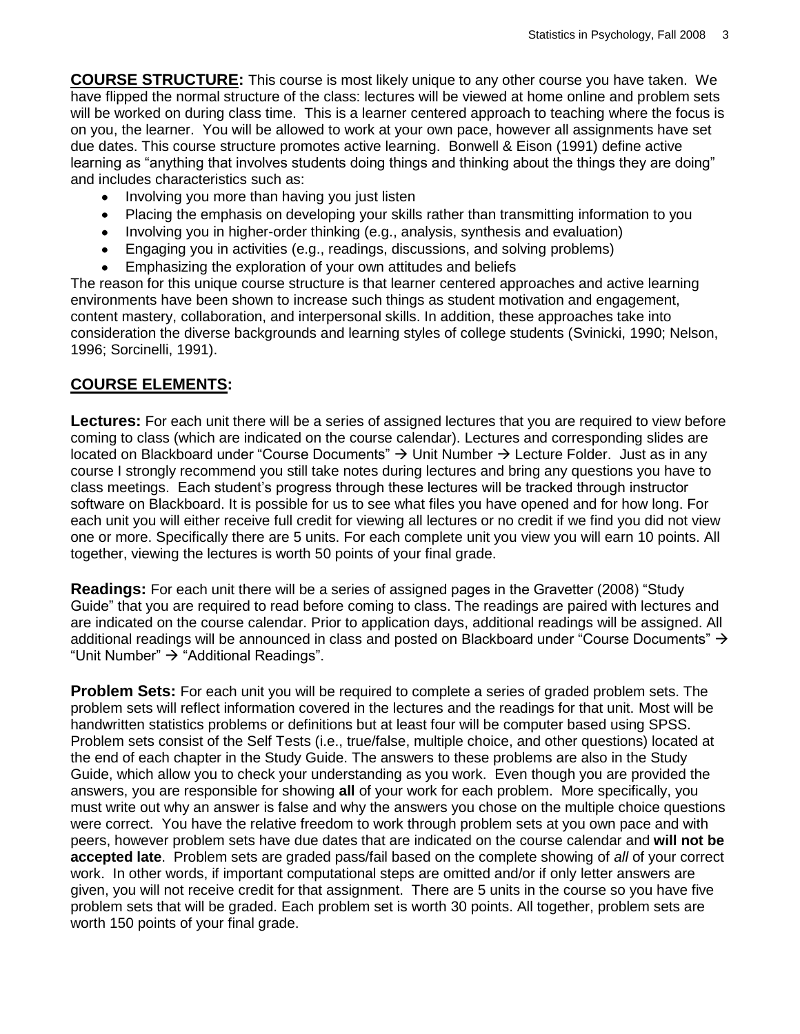**COURSE STRUCTURE:** This course is most likely unique to any other course you have taken. We have flipped the normal structure of the class: lectures will be viewed at home online and problem sets will be worked on during class time. This is a learner centered approach to teaching where the focus is on you, the learner. You will be allowed to work at your own pace, however all assignments have set due dates. This course structure promotes active learning. Bonwell & Eison (1991) define active learning as "anything that involves students doing things and thinking about the things they are doing" and includes characteristics such as:

- Involving you more than having you just listen
- Placing the emphasis on developing your skills rather than transmitting information to you
- Involving you in higher-order thinking (e.g., analysis, synthesis and evaluation)
- Engaging you in activities (e.g., readings, discussions, and solving problems)
- Emphasizing the exploration of your own attitudes and beliefs

The reason for this unique course structure is that learner centered approaches and active learning environments have been shown to increase such things as student motivation and engagement, content mastery, collaboration, and interpersonal skills. In addition, these approaches take into consideration the diverse backgrounds and learning styles of college students (Svinicki, 1990; Nelson, 1996; Sorcinelli, 1991).

## COURSE ELEMENTS:

**Lectures:** For each unit there will be a series of assigned lectures that you are required to view before coming to class (which are indicated on the course calendar). Lectures and corresponding slides are located on Blackboard under "Course Documents" → Unit Number → Lecture Folder. Just as in any course I strongly recommend you still take notes during lectures and bring any questions you have to class meetings. Each student's progress through these lectures will be tracked through instructor software on Blackboard. It is possible for us to see what files you have opened and for how long. For each unit you will either receive full credit for viewing all lectures or no credit if we find you did not view one or more. Specifically there are 5 units. For each complete unit you view you will earn 10 points. All together, viewing the lectures is worth 50 points of your final grade.

**Readings:** For each unit there will be a series of assigned pages in the Gravetter (2008) "Study Guide" that you are required to read before coming to class. The readings are paired with lectures and are indicated on the course calendar. Prior to application days, additional readings will be assigned. All additional readings will be announced in class and posted on Blackboard under "Course Documents" → "Unit Number" → "Additional Readings".

**Problem Sets:** For each unit you will be required to complete a series of graded problem sets. The problem sets will reflect information covered in the lectures and the readings for that unit. Most will be handwritten statistics problems or definitions but at least four will be computer based using SPSS. Problem sets consist of the Self Tests (i.e., true/false, multiple choice, and other questions) located at the end of each chapter in the Study Guide. The answers to these problems are also in the Study Guide, which allow you to check your understanding as you work. Even though you are provided the answers, you are responsible for showing **all** of your work for each problem. More specifically, you must write out why an answer is false and why the answers you chose on the multiple choice questions were correct. You have the relative freedom to work through problem sets at you own pace and with peers, however problem sets have due dates that are indicated on the course calendar and **will not be accepted late**. Problem sets are graded pass/fail based on the complete showing of *all* of your correct work. In other words, if important computational steps are omitted and/or if only letter answers are given, you will not receive credit for that assignment. There are 5 units in the course so you have five problem sets that will be graded. Each problem set is worth 30 points. All together, problem sets are worth 150 points of your final grade.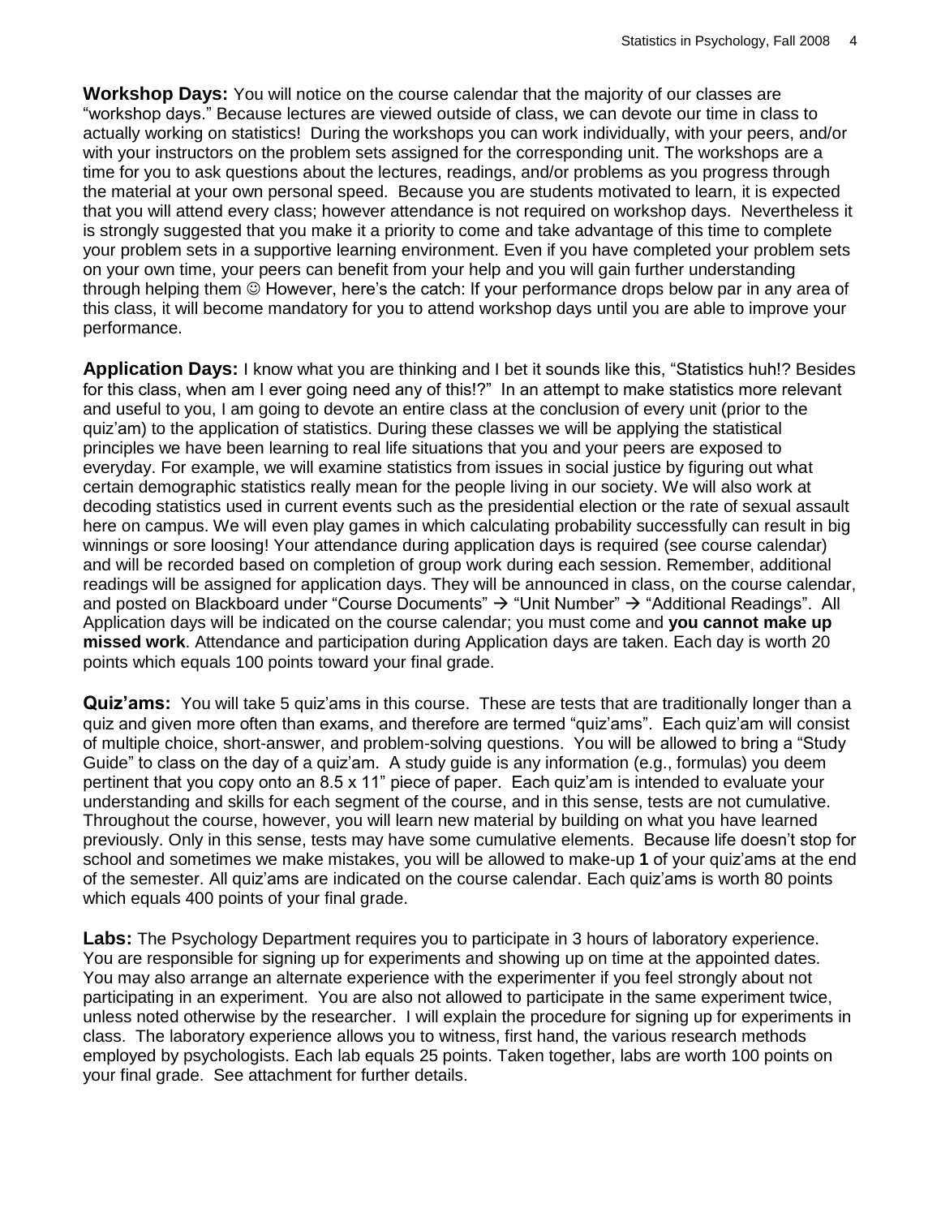**Workshop Days:** You will notice on the course calendar that the majority of our classes are "workshop days." Because lectures are viewed outside of class, we can devote our time in class to actually working on statistics! During the workshops you can work individually, with your peers, and/or with your instructors on the problem sets assigned for the corresponding unit. The workshops are a time for you to ask questions about the lectures, readings, and/or problems as you progress through the material at your own personal speed. Because you are students motivated to learn, it is expected that you will attend every class; however attendance is not required on workshop days. Nevertheless it is strongly suggested that you make it a priority to come and take advantage of this time to complete your problem sets in a supportive learning environment. Even if you have completed your problem sets on your own time, your peers can benefit from your help and you will gain further understanding through helping them ☺ However, here's the catch: If your performance drops below par in any area of this class, it will become mandatory for you to attend workshop days until you are able to improve your performance.

**Application Days:** I know what you are thinking and I bet it sounds like this, "Statistics huh!? Besides for this class, when am I ever going need any of this!?" In an attempt to make statistics more relevant and useful to you, I am going to devote an entire class at the conclusion of every unit (prior to the quiz'am) to the application of statistics. During these classes we will be applying the statistical principles we have been learning to real life situations that you and your peers are exposed to everyday. For example, we will examine statistics from issues in social justice by figuring out what certain demographic statistics really mean for the people living in our society. We will also work at decoding statistics used in current events such as the presidential election or the rate of sexual assault here on campus. We will even play games in which calculating probability successfully can result in big winnings or sore loosing! Your attendance during application days is required (see course calendar) and will be recorded based on completion of group work during each session. Remember, additional readings will be assigned for application days. They will be announced in class, on the course calendar, and posted on Blackboard under "Course Documents" → "Unit Number" → "Additional Readings". All Application days will be indicated on the course calendar; you must come and **you cannot make up missed work**. Attendance and participation during Application days are taken. Each day is worth 20 points which equals 100 points toward your final grade.

**Quiz'ams:** You will take 5 quiz'ams in this course. These are tests that are traditionally longer than a quiz and given more often than exams, and therefore are termed "quiz'ams". Each quiz'am will consist of multiple choice, short-answer, and problem-solving questions. You will be allowed to bring a "Study Guide" to class on the day of a quiz'am. A study guide is any information (e.g., formulas) you deem pertinent that you copy onto an 8.5 x 11" piece of paper. Each quiz'am is intended to evaluate your understanding and skills for each segment of the course, and in this sense, tests are not cumulative. Throughout the course, however, you will learn new material by building on what you have learned previously. Only in this sense, tests may have some cumulative elements. Because life doesn't stop for school and sometimes we make mistakes, you will be allowed to make-up **1** of your quiz'ams at the end of the semester. All quiz'ams are indicated on the course calendar. Each quiz'ams is worth 80 points which equals 400 points of your final grade.

**Labs:** The Psychology Department requires you to participate in 3 hours of laboratory experience. You are responsible for signing up for experiments and showing up on time at the appointed dates. You may also arrange an alternate experience with the experimenter if you feel strongly about not participating in an experiment. You are also not allowed to participate in the same experiment twice, unless noted otherwise by the researcher. I will explain the procedure for signing up for experiments in class. The laboratory experience allows you to witness, first hand, the various research methods employed by psychologists. Each lab equals 25 points. Taken together, labs are worth 100 points on your final grade. See attachment for further details.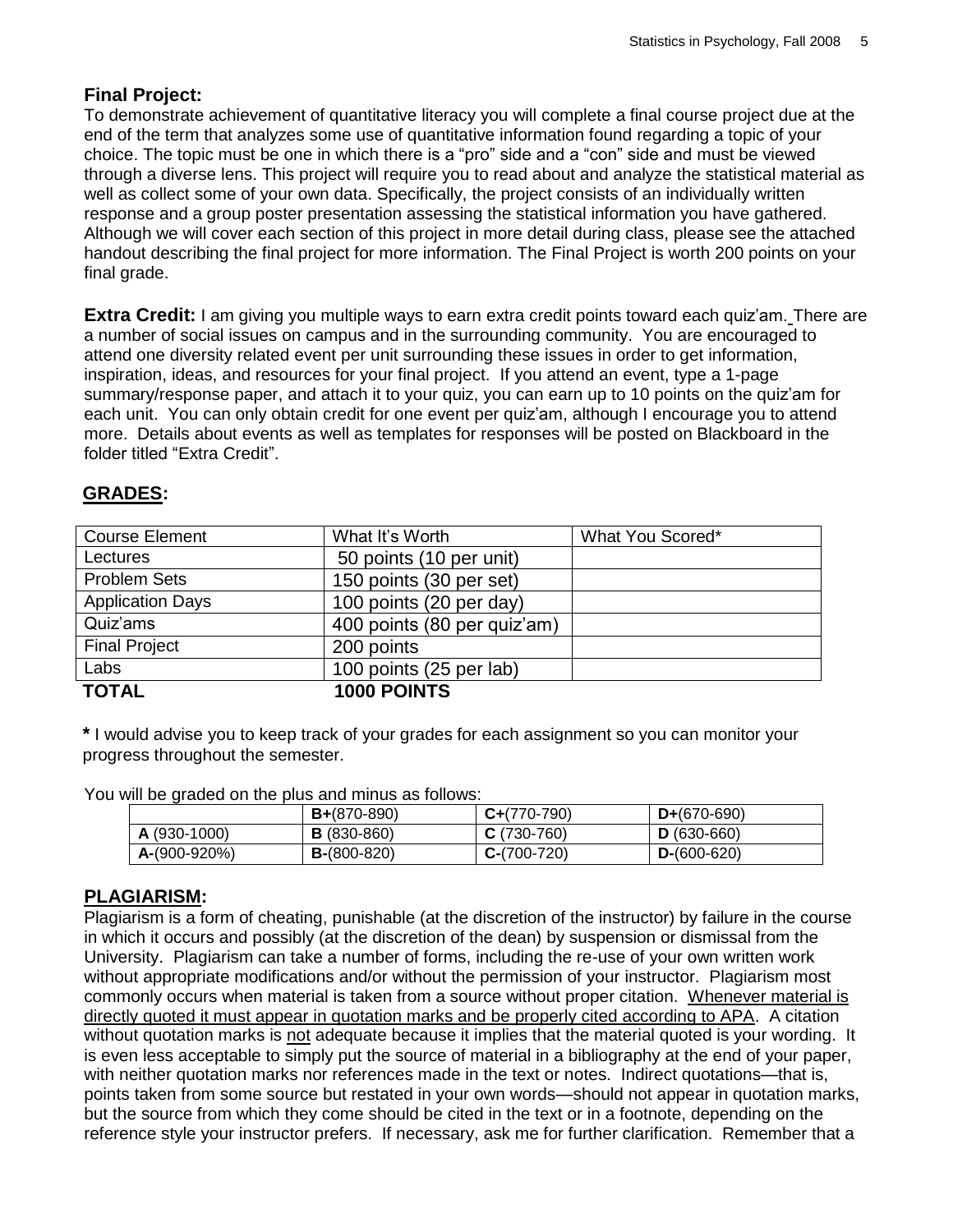**Final Project:**
To demonstrate achievement of quantitative literacy you will complete a final course project due at the end of the term that analyzes some use of quantitative information found regarding a topic of your choice. The topic must be one in which there is a "pro" side and a "con" side and must be viewed through a diverse lens. This project will require you to read about and analyze the statistical material as well as collect some of your own data. Specifically, the project consists of an individually written response and a group poster presentation assessing the statistical information you have gathered. Although we will cover each section of this project in more detail during class, please see the attached handout describing the final project for more information. The Final Project is worth 200 points on your final grade.

**Extra Credit:** I am giving you multiple ways to earn extra credit points toward each quiz'am. There are a number of social issues on campus and in the surrounding community. You are encouraged to attend one diversity related event per unit surrounding these issues in order to get information, inspiration, ideas, and resources for your final project. If you attend an event, type a 1-page summary/response paper, and attach it to your quiz, you can earn up to 10 points on the quiz'am for each unit. You can only obtain credit for one event per quiz'am, although I encourage you to attend more. Details about events as well as templates for responses will be posted on Blackboard in the folder titled "Extra Credit".

## GRADES:

| Course Element | What It's Worth | What You Scored* |
|---|---|---|
| Lectures | 50 points (10 per unit) | |
| Problem Sets | 150 points (30 per set) | |
| Application Days | 100 points (20 per day) | |
| Quiz'ams | 400 points (80 per quiz'am) | |
| Final Project | 200 points | |
| Labs | 100 points (25 per lab) | |
| **TOTAL** | **1000 POINTS** | |

**\*** I would advise you to keep track of your grades for each assignment so you can monitor your progress throughout the semester.

You will be graded on the plus and minus as follows:

| | **B+**(870-890) | **C+**(770-790) | **D+**(670-690) |
|---|---|---|---|
| **A** (930-1000) | **B** (830-860) | **C** (730-760) | **D** (630-660) |
| **A-**(900-920%) | **B-**(800-820) | **C-**(700-720) | **D-**(600-620) |

## PLAGIARISM:

Plagiarism is a form of cheating, punishable (at the discretion of the instructor) by failure in the course in which it occurs and possibly (at the discretion of the dean) by suspension or dismissal from the University. Plagiarism can take a number of forms, including the re-use of your own written work without appropriate modifications and/or without the permission of your instructor. Plagiarism most commonly occurs when material is taken from a source without proper citation. Whenever material is directly quoted it must appear in quotation marks and be properly cited according to APA. A citation without quotation marks is not adequate because it implies that the material quoted is your wording. It is even less acceptable to simply put the source of material in a bibliography at the end of your paper, with neither quotation marks nor references made in the text or notes. Indirect quotations—that is, points taken from some source but restated in your own words—should not appear in quotation marks, but the source from which they come should be cited in the text or in a footnote, depending on the reference style your instructor prefers. If necessary, ask me for further clarification. Remember that a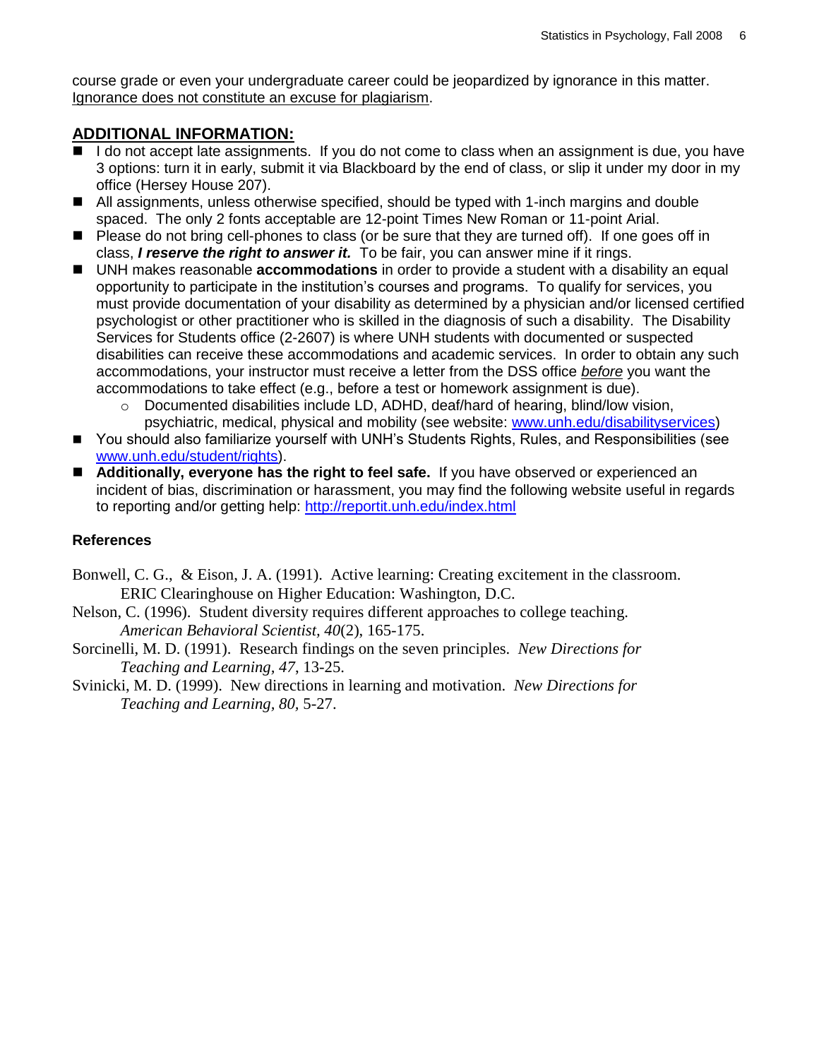course grade or even your undergraduate career could be jeopardized by ignorance in this matter. Ignorance does not constitute an excuse for plagiarism.

## ADDITIONAL INFORMATION:

- I do not accept late assignments. If you do not come to class when an assignment is due, you have 3 options: turn it in early, submit it via Blackboard by the end of class, or slip it under my door in my office (Hersey House 207).
- All assignments, unless otherwise specified, should be typed with 1-inch margins and double spaced. The only 2 fonts acceptable are 12-point Times New Roman or 11-point Arial.
- Please do not bring cell-phones to class (or be sure that they are turned off). If one goes off in class, ***I reserve the right to answer it.*** To be fair, you can answer mine if it rings.
- UNH makes reasonable **accommodations** in order to provide a student with a disability an equal opportunity to participate in the institution's courses and programs. To qualify for services, you must provide documentation of your disability as determined by a physician and/or licensed certified psychologist or other practitioner who is skilled in the diagnosis of such a disability. The Disability Services for Students office (2-2607) is where UNH students with documented or suspected disabilities can receive these accommodations and academic services. In order to obtain any such accommodations, your instructor must receive a letter from the DSS office *before* you want the accommodations to take effect (e.g., before a test or homework assignment is due).
    - Documented disabilities include LD, ADHD, deaf/hard of hearing, blind/low vision, psychiatric, medical, physical and mobility (see website: www.unh.edu/disabilityservices)
- You should also familiarize yourself with UNH's Students Rights, Rules, and Responsibilities (see www.unh.edu/student/rights).
- **Additionally, everyone has the right to feel safe.** If you have observed or experienced an incident of bias, discrimination or harassment, you may find the following website useful in regards to reporting and/or getting help: http://reportit.unh.edu/index.html

### References

Bonwell, C. G., & Eison, J. A. (1991). Active learning: Creating excitement in the classroom. ERIC Clearinghouse on Higher Education: Washington, D.C.

Nelson, C. (1996). Student diversity requires different approaches to college teaching. *American Behavioral Scientist, 40*(2), 165-175.

Sorcinelli, M. D. (1991). Research findings on the seven principles. *New Directions for Teaching and Learning, 47*, 13-25.

Svinicki, M. D. (1999). New directions in learning and motivation. *New Directions for Teaching and Learning, 80,* 5-27.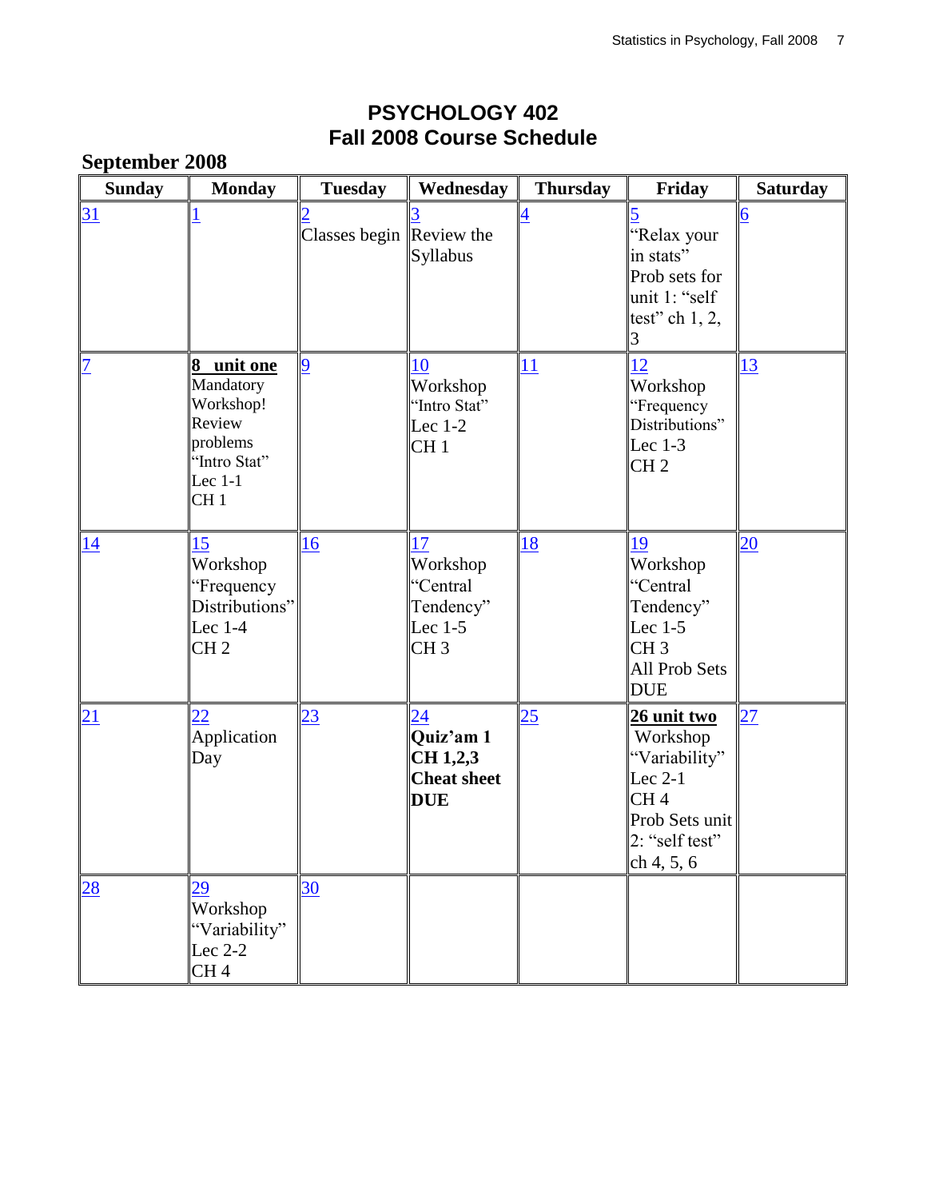# PSYCHOLOGY 402
# Fall 2008 Course Schedule

## September 2008

| Sunday | Monday | Tuesday | Wednesday | Thursday | Friday | Saturday |
|---|---|---|---|---|---|---|
| 31 | 1 | 2 Classes begin | 3 Review the Syllabus | 4 | 5 "Relax your in stats" Prob sets for unit 1: "self test" ch 1, 2, 3 | 6 |
| 7 | **8 unit one** Mandatory Workshop! Review problems "Intro Stat" Lec 1-1 CH 1 | 9 | 10 Workshop "Intro Stat" Lec 1-2 CH 1 | 11 | 12 Workshop "Frequency Distributions" Lec 1-3 CH 2 | 13 |
| 14 | 15 Workshop "Frequency Distributions" Lec 1-4 CH 2 | 16 | 17 Workshop "Central Tendency" Lec 1-5 CH 3 | 18 | 19 Workshop "Central Tendency" Lec 1-5 CH 3 All Prob Sets DUE | 20 |
| 21 | 22 Application Day | 23 | 24 **Quiz'am 1 CH 1,2,3 Cheat sheet DUE** | 25 | **26 unit two** Workshop "Variability" Lec 2-1 CH 4 Prob Sets unit 2: "self test" ch 4, 5, 6 | 27 |
| 28 | 29 Workshop "Variability" Lec 2-2 CH 4 | 30 | | | | |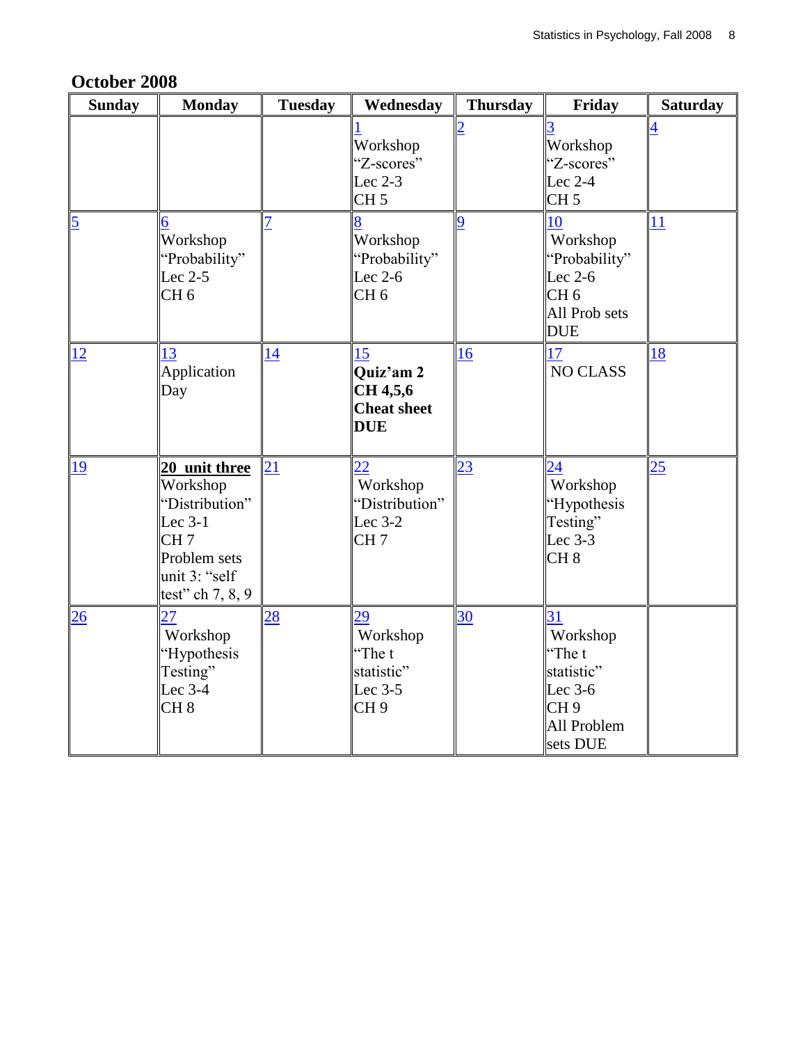## October 2008

| Sunday | Monday | Tuesday | Wednesday | Thursday | Friday | Saturday |
|---|---|---|---|---|---|---|
| | | | 1 Workshop "Z-scores" Lec 2-3 CH 5 | 2 | 3 Workshop "Z-scores" Lec 2-4 CH 5 | 4 |
| 5 | 6 Workshop "Probability" Lec 2-5 CH 6 | 7 | 8 Workshop "Probability" Lec 2-6 CH 6 | 9 | 10 Workshop "Probability" Lec 2-6 CH 6 All Prob sets DUE | 11 |
| 12 | 13 Application Day | 14 | 15 **Quiz'am 2 CH 4,5,6 Cheat sheet DUE** | 16 | 17 NO CLASS | 18 |
| 19 | **20 unit three** Workshop "Distribution" Lec 3-1 CH 7 Problem sets unit 3: "self test" ch 7, 8, 9 | 21 | 22 Workshop "Distribution" Lec 3-2 CH 7 | 23 | 24 Workshop "Hypothesis Testing" Lec 3-3 CH 8 | 25 |
| 26 | 27 Workshop "Hypothesis Testing" Lec 3-4 CH 8 | 28 | 29 Workshop "The t statistic" Lec 3-5 CH 9 | 30 | 31 Workshop "The t statistic" Lec 3-6 CH 9 All Problem sets DUE | |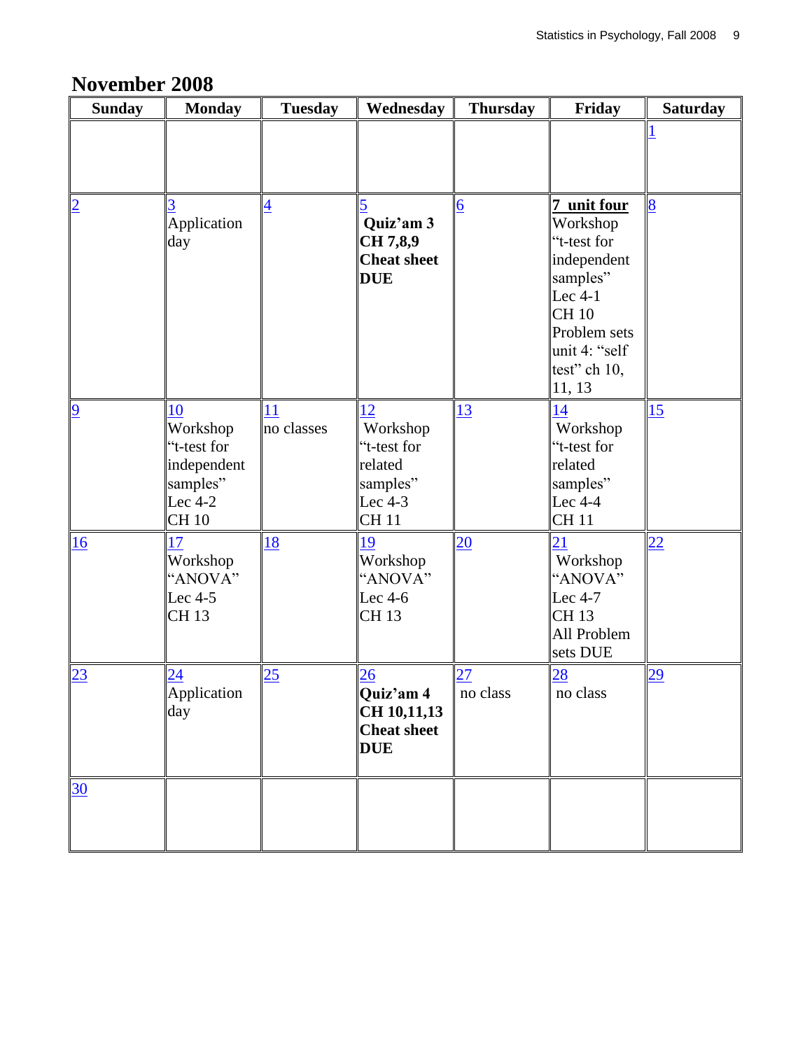## November 2008

| Sunday | Monday | Tuesday | Wednesday | Thursday | Friday | Saturday |
|---|---|---|---|---|---|---|
| | | | | | | 1 |
| 2 | 3<br>Application day | 4 | 5<br>**Quiz'am 3**<br>**CH 7,8,9**<br>**Cheat sheet DUE** | 6 | **7 unit four**<br>Workshop "t-test for independent samples"<br>Lec 4-1<br>CH 10<br>Problem sets unit 4: "self test" ch 10, 11, 13 | 8 |
| 9 | 10<br>Workshop "t-test for independent samples"<br>Lec 4-2<br>CH 10 | 11<br>no classes | 12<br>Workshop "t-test for related samples"<br>Lec 4-3<br>CH 11 | 13 | 14<br>Workshop "t-test for related samples"<br>Lec 4-4<br>CH 11 | 15 |
| 16 | 17<br>Workshop "ANOVA"<br>Lec 4-5<br>CH 13 | 18 | 19<br>Workshop "ANOVA"<br>Lec 4-6<br>CH 13 | 20 | 21<br>Workshop "ANOVA"<br>Lec 4-7<br>CH 13<br>All Problem sets DUE | 22 |
| 23 | 24<br>Application day | 25 | 26<br>**Quiz'am 4**<br>**CH 10,11,13**<br>**Cheat sheet DUE** | 27<br>no class | 28<br>no class | 29 |
| 30 | | | | | | |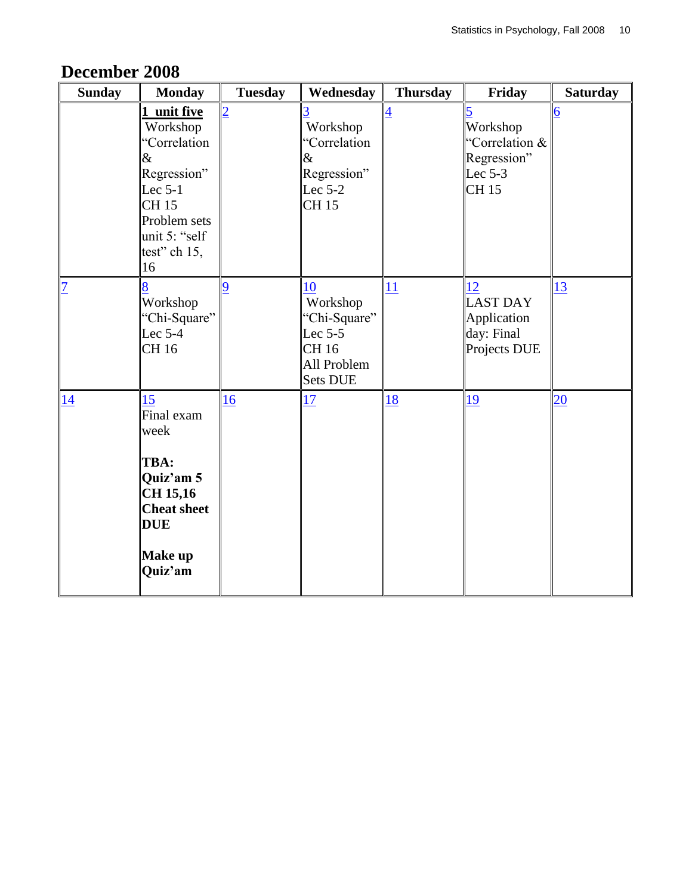## December 2008

| Sunday | Monday | Tuesday | Wednesday | Thursday | Friday | Saturday |
|---|---|---|---|---|---|---|
| | **1 unit five** Workshop "Correlation & Regression" Lec 5-1 CH 15 Problem sets unit 5: "self test" ch 15, 16 | 2 | 3 Workshop "Correlation & Regression" Lec 5-2 CH 15 | 4 | 5 Workshop "Correlation & Regression" Lec 5-3 CH 15 | 6 |
| 7 | 8 Workshop "Chi-Square" Lec 5-4 CH 16 | 9 | 10 Workshop "Chi-Square" Lec 5-5 CH 16 All Problem Sets DUE | 11 | 12 LAST DAY Application day: Final Projects DUE | 13 |
| 14 | 15 Final exam week **TBA: Quiz'am 5 CH 15,16 Cheat sheet DUE** **Make up Quiz'am** | 16 | 17 | 18 | 19 | 20 |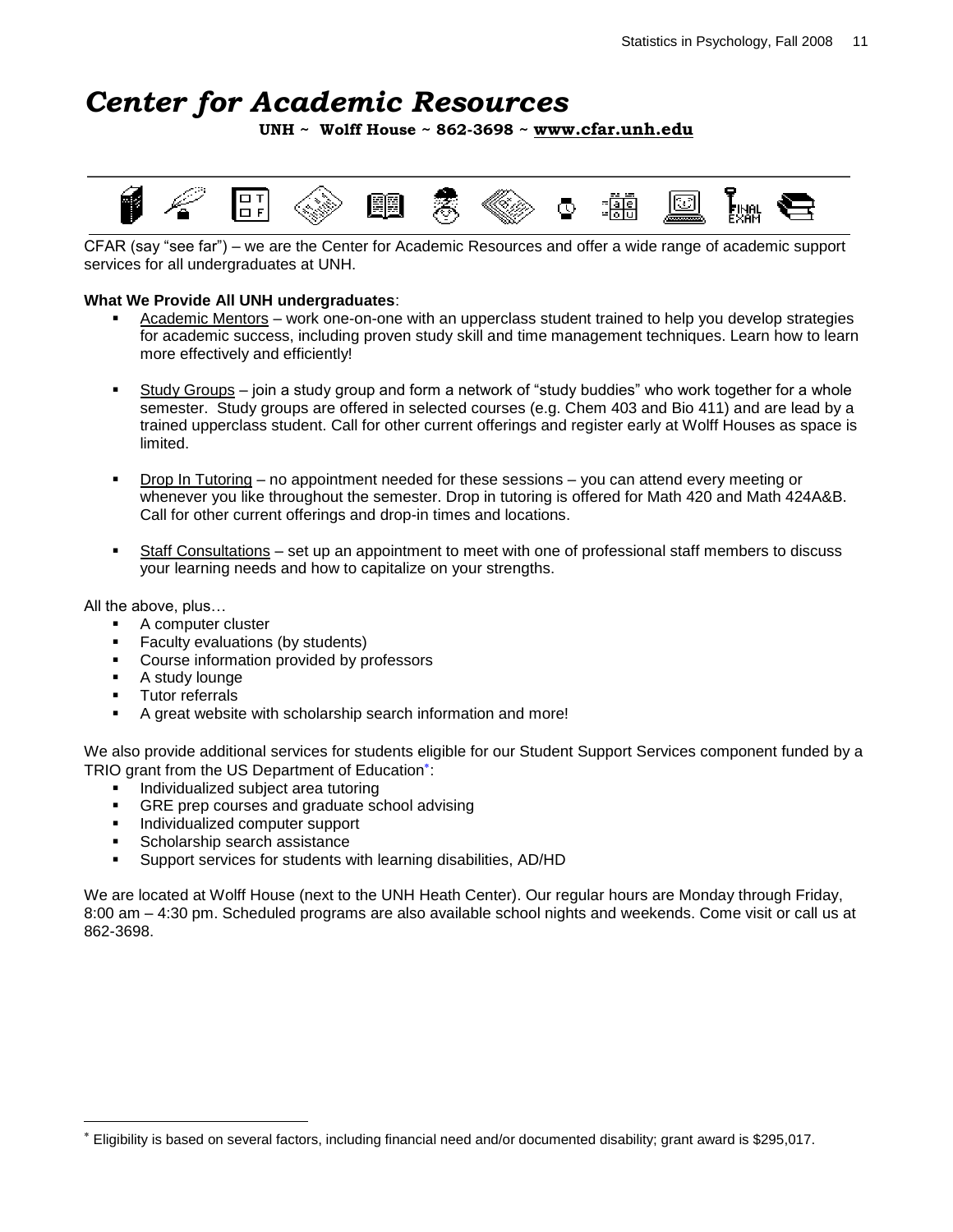# *Center for Academic Resources*

**UNH ~ Wolff House ~ 862-3698 ~ www.cfar.unh.edu**

CFAR (say "see far") – we are the Center for Academic Resources and offer a wide range of academic support services for all undergraduates at UNH.

**What We Provide All UNH undergraduates**:

- Academic Mentors – work one-on-one with an upperclass student trained to help you develop strategies for academic success, including proven study skill and time management techniques. Learn how to learn more effectively and efficiently!
- Study Groups – join a study group and form a network of "study buddies" who work together for a whole semester. Study groups are offered in selected courses (e.g. Chem 403 and Bio 411) and are lead by a trained upperclass student. Call for other current offerings and register early at Wolff Houses as space is limited.
- Drop In Tutoring – no appointment needed for these sessions – you can attend every meeting or whenever you like throughout the semester. Drop in tutoring is offered for Math 420 and Math 424A&B. Call for other current offerings and drop-in times and locations.
- Staff Consultations – set up an appointment to meet with one of professional staff members to discuss your learning needs and how to capitalize on your strengths.

All the above, plus…

- A computer cluster
- Faculty evaluations (by students)
- Course information provided by professors
- A study lounge
- Tutor referrals
- A great website with scholarship search information and more!

We also provide additional services for students eligible for our Student Support Services component funded by a TRIO grant from the US Department of Education*:

- Individualized subject area tutoring
- GRE prep courses and graduate school advising
- Individualized computer support
- Scholarship search assistance
- Support services for students with learning disabilities, AD/HD

We are located at Wolff House (next to the UNH Heath Center). Our regular hours are Monday through Friday, 8:00 am – 4:30 pm. Scheduled programs are also available school nights and weekends. Come visit or call us at 862-3698.

* Eligibility is based on several factors, including financial need and/or documented disability; grant award is $295,017.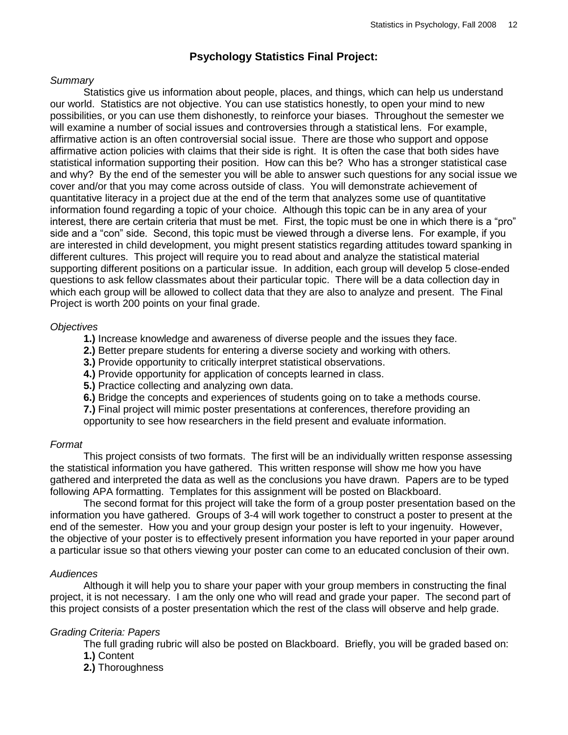# Psychology Statistics Final Project:

*Summary*

Statistics give us information about people, places, and things, which can help us understand our world. Statistics are not objective. You can use statistics honestly, to open your mind to new possibilities, or you can use them dishonestly, to reinforce your biases. Throughout the semester we will examine a number of social issues and controversies through a statistical lens. For example, affirmative action is an often controversial social issue. There are those who support and oppose affirmative action policies with claims that their side is right. It is often the case that both sides have statistical information supporting their position. How can this be? Who has a stronger statistical case and why? By the end of the semester you will be able to answer such questions for any social issue we cover and/or that you may come across outside of class. You will demonstrate achievement of quantitative literacy in a project due at the end of the term that analyzes some use of quantitative information found regarding a topic of your choice. Although this topic can be in any area of your interest, there are certain criteria that must be met. First, the topic must be one in which there is a "pro" side and a "con" side. Second, this topic must be viewed through a diverse lens. For example, if you are interested in child development, you might present statistics regarding attitudes toward spanking in different cultures. This project will require you to read about and analyze the statistical material supporting different positions on a particular issue. In addition, each group will develop 5 close-ended questions to ask fellow classmates about their particular topic. There will be a data collection day in which each group will be allowed to collect data that they are also to analyze and present. The Final Project is worth 200 points on your final grade.

*Objectives*

**1.)** Increase knowledge and awareness of diverse people and the issues they face.
**2.)** Better prepare students for entering a diverse society and working with others.
**3.)** Provide opportunity to critically interpret statistical observations.
**4.)** Provide opportunity for application of concepts learned in class.
**5.)** Practice collecting and analyzing own data.
**6.)** Bridge the concepts and experiences of students going on to take a methods course.
**7.)** Final project will mimic poster presentations at conferences, therefore providing an opportunity to see how researchers in the field present and evaluate information.

*Format*

This project consists of two formats. The first will be an individually written response assessing the statistical information you have gathered. This written response will show me how you have gathered and interpreted the data as well as the conclusions you have drawn. Papers are to be typed following APA formatting. Templates for this assignment will be posted on Blackboard.

The second format for this project will take the form of a group poster presentation based on the information you have gathered. Groups of 3-4 will work together to construct a poster to present at the end of the semester. How you and your group design your poster is left to your ingenuity. However, the objective of your poster is to effectively present information you have reported in your paper around a particular issue so that others viewing your poster can come to an educated conclusion of their own.

*Audiences*

Although it will help you to share your paper with your group members in constructing the final project, it is not necessary. I am the only one who will read and grade your paper. The second part of this project consists of a poster presentation which the rest of the class will observe and help grade.

*Grading Criteria: Papers*

The full grading rubric will also be posted on Blackboard. Briefly, you will be graded based on:
**1.)** Content
**2.)** Thoroughness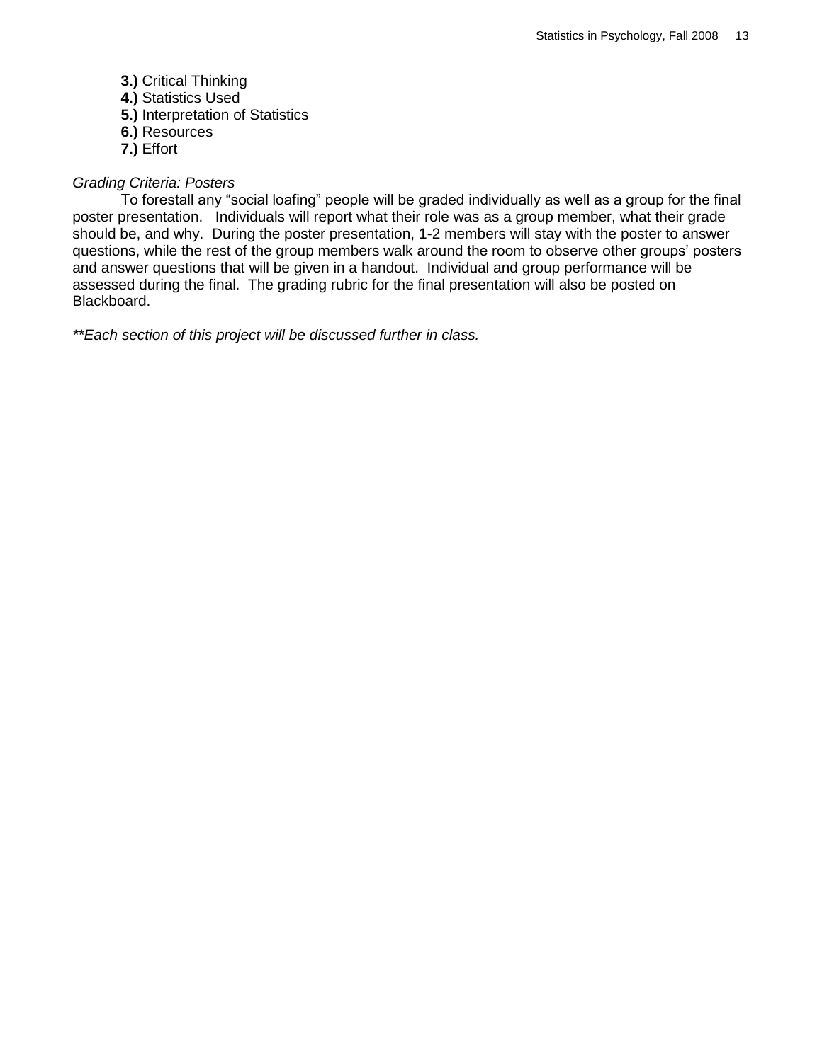**3.)** Critical Thinking
**4.)** Statistics Used
**5.)** Interpretation of Statistics
**6.)** Resources
**7.)** Effort

*Grading Criteria: Posters*

To forestall any "social loafing" people will be graded individually as well as a group for the final poster presentation. Individuals will report what their role was as a group member, what their grade should be, and why. During the poster presentation, 1-2 members will stay with the poster to answer questions, while the rest of the group members walk around the room to observe other groups' posters and answer questions that will be given in a handout. Individual and group performance will be assessed during the final. The grading rubric for the final presentation will also be posted on Blackboard.

*\*\*Each section of this project will be discussed further in class.*